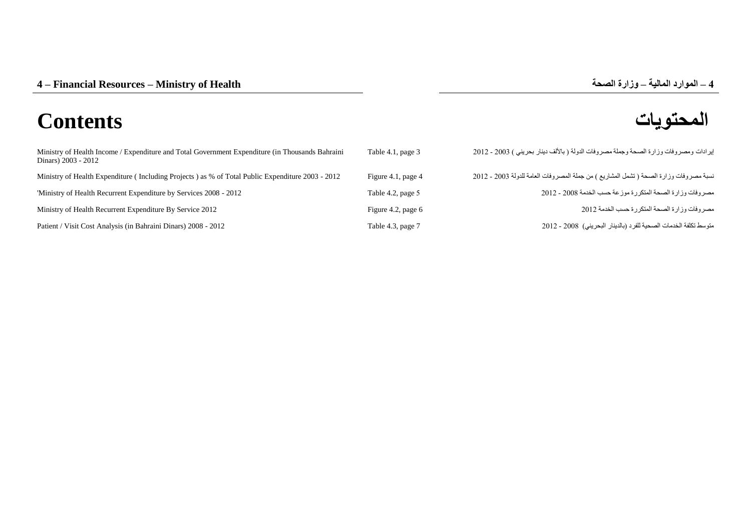# 4 – Financial Resources – Ministry of Health

# 4 – الموارد المالية – وزارة الصحة

# Contents

# المحتويات

| | | |
|---|---|---|
| Ministry of Health Income / Expenditure and Total Government Expenditure (in Thousands Bahraini Dinars) 2003 - 2012 | Table 4.1, page 3 | إيرادات ومصروفات وزارة الصحة وجملة مصروفات الدولة ( بالألف دينار بحريني ) 2003 - 2012 |
| Ministry of Health Expenditure ( Including Projects ) as % of Total Public Expenditure 2003 - 2012 | Figure 4.1, page 4 | نسبة مصروفات وزارة الصحة ( تشمل المشاريع ) من جملة المصروفات العامة للدولة 2003 - 2012 |
| 'Ministry of Health Recurrent Expenditure by Services 2008 - 2012 | Table 4.2, page 5 | مصروفات وزارة الصحة المتكررة موزعة حسب الخدمة 2008 - 2012 |
| Ministry of Health Recurrent Expenditure By Service 2012 | Figure 4.2, page 6 | مصروفات وزارة الصحة المتكررة حسب الخدمة 2012 |
| Patient / Visit Cost Analysis (in Bahraini Dinars) 2008 - 2012 | Table 4.3, page 7 | متوسط تكلفة الخدمات الصحية للفرد (بالدينار البحريني) 2008 - 2012 |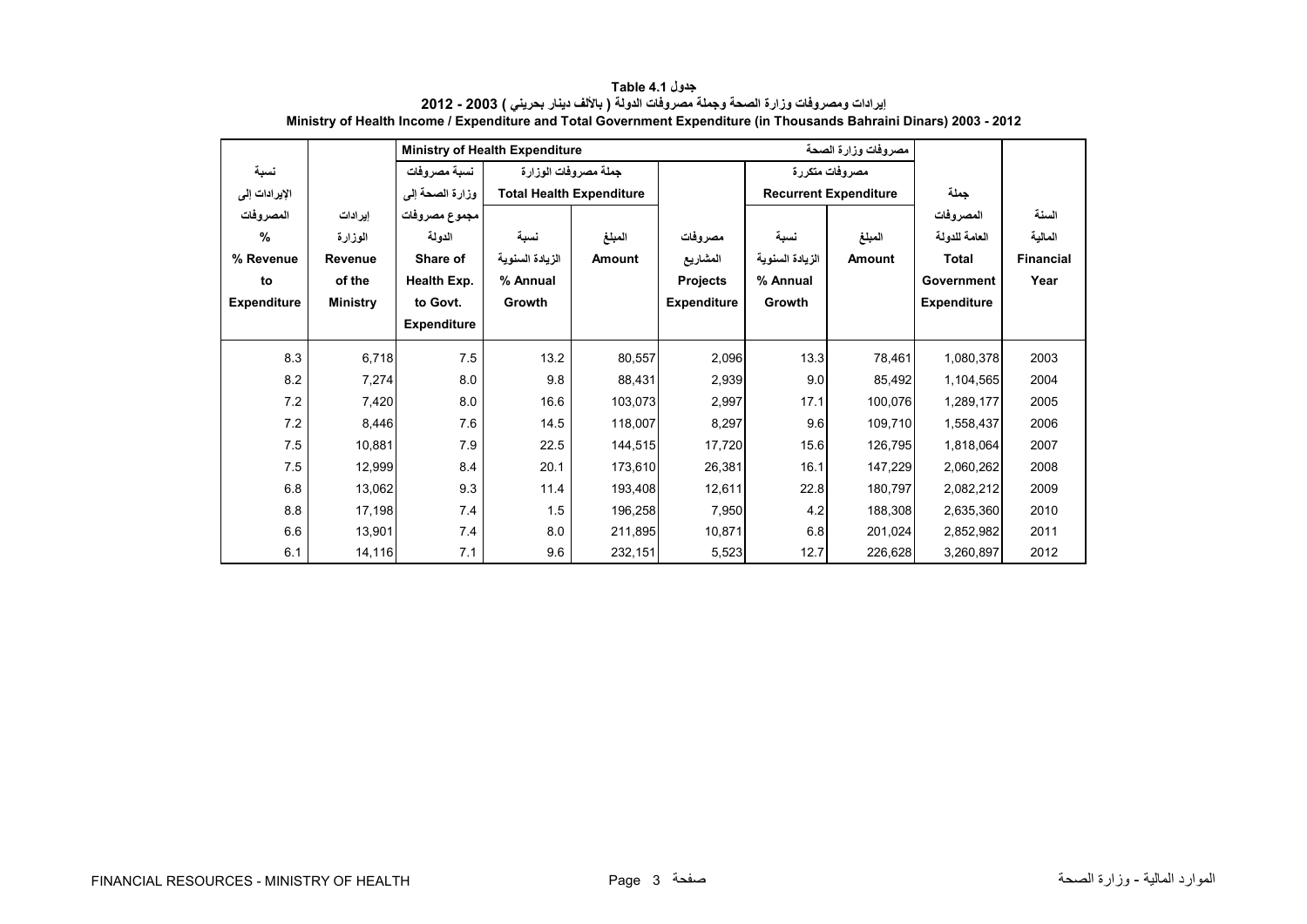**جدول Table 4.1**

**إيرادات ومصروفات وزارة الصحة وجملة مصروفات الدولة ( بالألف دينار بحريني ) 2003 - 2012**

**Ministry of Health Income / Expenditure and Total Government Expenditure (in Thousands Bahraini Dinars) 2003 - 2012**

| نسبة الإيرادات إلى المصروفات % % Revenue to Expenditure | إيرادات الوزارة Revenue of the Ministry | Ministry of Health Expenditure مصروفات وزارة الصحة | | | | | | جملة المصروفات العامة للدولة Total Government Expenditure | السنة المالية Financial Year |
|---|---|---|---|---|---|---|---|---|---|
| | | نسبة مصروفات وزارة الصحة إلى مجموع مصروفات الدولة Share of Health Exp. to Govt. Expenditure | جملة مصروفات الوزارة Total Health Expenditure | | مصروفات المشاريع Projects Expenditure | مصروفات متكررة Recurrent Expenditure | | | |
| | | | نسبة الزيادة السنوية % Annual Growth | المبلغ Amount | | نسبة الزيادة السنوية % Annual Growth | المبلغ Amount | | |
| 8.3 | 6,718 | 7.5 | 13.2 | 80,557 | 2,096 | 13.3 | 78,461 | 1,080,378 | 2003 |
| 8.2 | 7,274 | 8.0 | 9.8 | 88,431 | 2,939 | 9.0 | 85,492 | 1,104,565 | 2004 |
| 7.2 | 7,420 | 8.0 | 16.6 | 103,073 | 2,997 | 17.1 | 100,076 | 1,289,177 | 2005 |
| 7.2 | 8,446 | 7.6 | 14.5 | 118,007 | 8,297 | 9.6 | 109,710 | 1,558,437 | 2006 |
| 7.5 | 10,881 | 7.9 | 22.5 | 144,515 | 17,720 | 15.6 | 126,795 | 1,818,064 | 2007 |
| 7.5 | 12,999 | 8.4 | 20.1 | 173,610 | 26,381 | 16.1 | 147,229 | 2,060,262 | 2008 |
| 6.8 | 13,062 | 9.3 | 11.4 | 193,408 | 12,611 | 22.8 | 180,797 | 2,082,212 | 2009 |
| 8.8 | 17,198 | 7.4 | 1.5 | 196,258 | 7,950 | 4.2 | 188,308 | 2,635,360 | 2010 |
| 6.6 | 13,901 | 7.4 | 8.0 | 211,895 | 10,871 | 6.8 | 201,024 | 2,852,982 | 2011 |
| 6.1 | 14,116 | 7.1 | 9.6 | 232,151 | 5,523 | 12.7 | 226,628 | 3,260,897 | 2012 |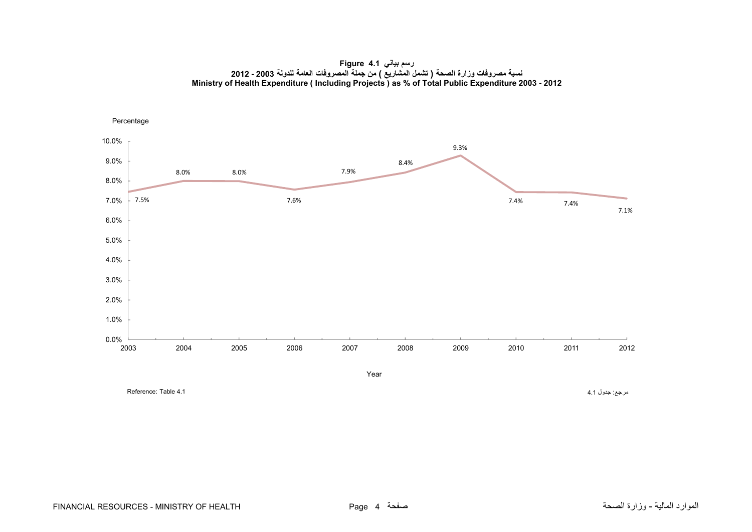**Figure 4.1 رسم بياني**

**نسبة مصروفات وزارة الصحة ( تشمل المشاريع ) من جملة المصروفات العامة للدولة 2003 - 2012**

**Ministry of Health Expenditure ( Including Projects ) as % of Total Public Expenditure 2003 - 2012**

Percentage

10.0%
9.0%
8.0%
7.0%
6.0%
5.0%
4.0%
3.0%
2.0%
1.0%
0.0%

7.5%
8.0%
8.0%
7.6%
7.9%
8.4%
9.3%
7.4%
7.4%
7.1%

2003
2004
2005
2006
2007
2008
2009
2010
2011
2012

Year

Reference: Table 4.1

مرجع: جدول 4.1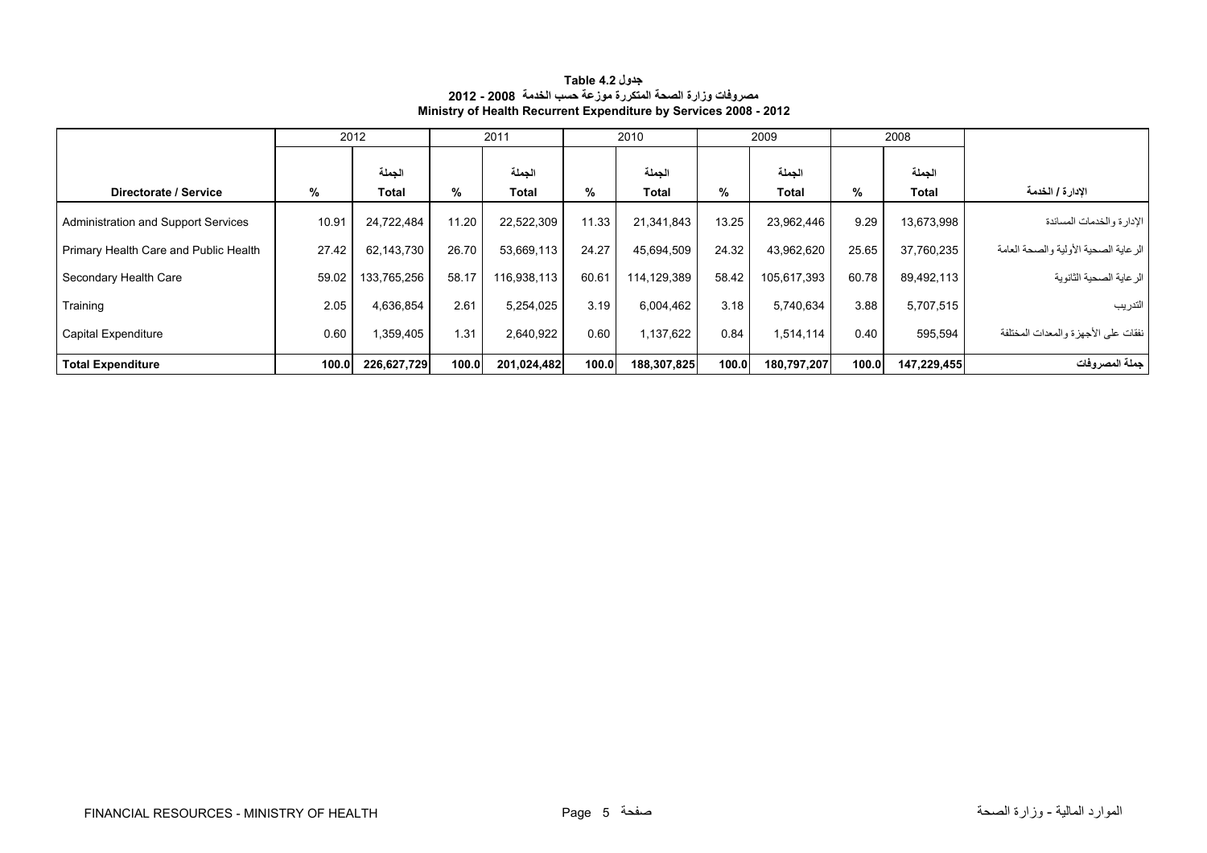**Table 4.2 جدول**

**مصروفات وزارة الصحة المتكررة موزعة حسب الخدمة 2008 - 2012**

**Ministry of Health Recurrent Expenditure by Services 2008 - 2012**

| | 2012 | | 2011 | | 2010 | | 2009 | | 2008 | | |
|---|---|---|---|---|---|---|---|---|---|---|---|
| **Directorate / Service** | **%** | **الجملة Total** | **%** | **الجملة Total** | **%** | **الجملة Total** | **%** | **الجملة Total** | **%** | **الجملة Total** | **الإدارة / الخدمة** |
| Administration and Support Services | 10.91 | 24,722,484 | 11.20 | 22,522,309 | 11.33 | 21,341,843 | 13.25 | 23,962,446 | 9.29 | 13,673,998 | الإدارة والخدمات المساندة |
| Primary Health Care and Public Health | 27.42 | 62,143,730 | 26.70 | 53,669,113 | 24.27 | 45,694,509 | 24.32 | 43,962,620 | 25.65 | 37,760,235 | الرعاية الصحية الأولية والصحة العامة |
| Secondary Health Care | 59.02 | 133,765,256 | 58.17 | 116,938,113 | 60.61 | 114,129,389 | 58.42 | 105,617,393 | 60.78 | 89,492,113 | الرعاية الصحية الثانوية |
| Training | 2.05 | 4,636,854 | 2.61 | 5,254,025 | 3.19 | 6,004,462 | 3.18 | 5,740,634 | 3.88 | 5,707,515 | التدريب |
| Capital Expenditure | 0.60 | 1,359,405 | 1.31 | 2,640,922 | 0.60 | 1,137,622 | 0.84 | 1,514,114 | 0.40 | 595,594 | نفقات على الأجهزة والمعدات المختلفة |
| **Total Expenditure** | **100.0** | **226,627,729** | **100.0** | **201,024,482** | **100.0** | **188,307,825** | **100.0** | **180,797,207** | **100.0** | **147,229,455** | **جملة المصروفات** |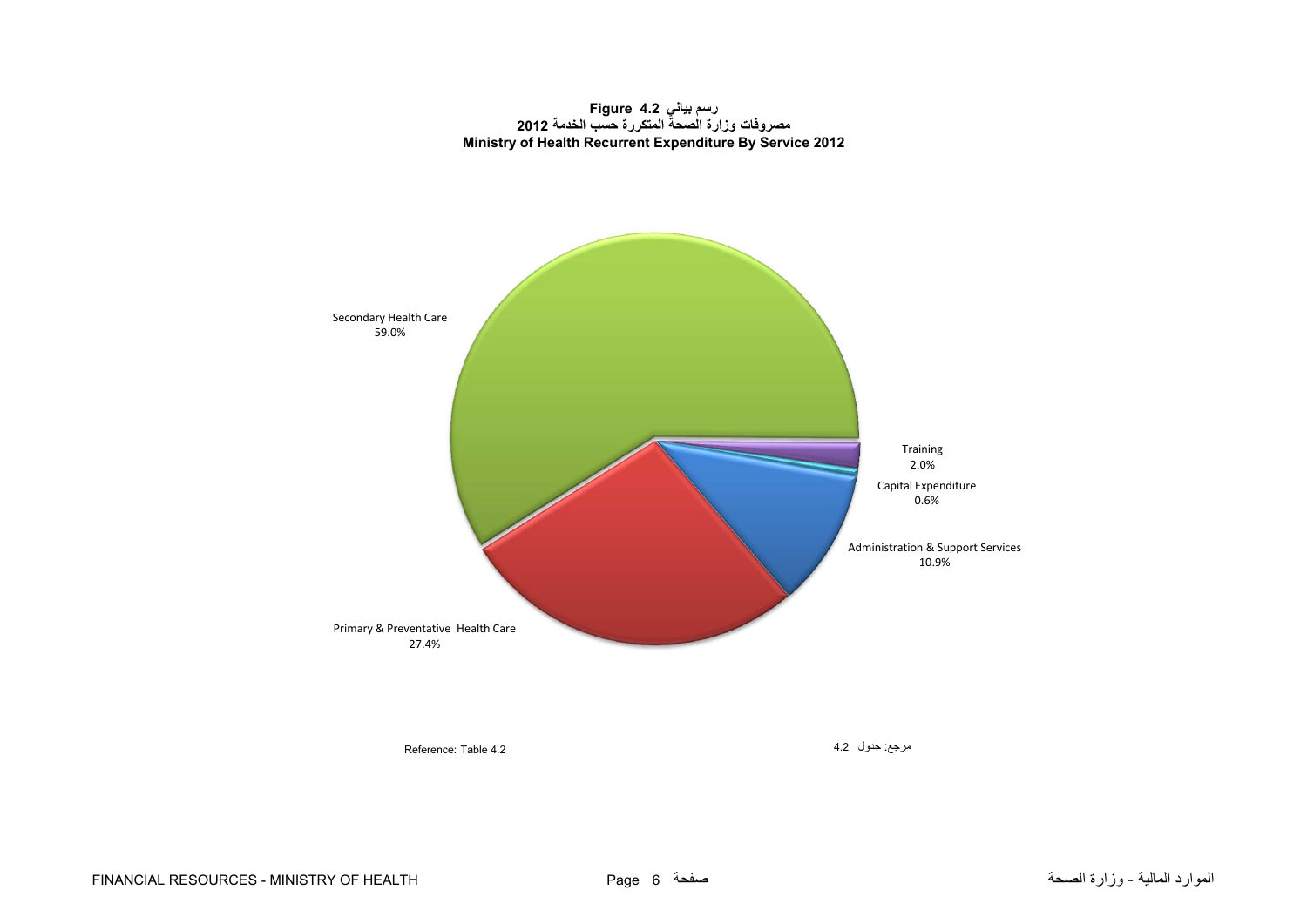**Figure 4.2 رسم بياني**
**مصروفات وزارة الصحة المتكررة حسب الخدمة 2012**
**Ministry of Health Recurrent Expenditure By Service 2012**

Secondary Health Care
59.0%

Training
2.0%

Capital Expenditure
0.6%

Administration & Support Services
10.9%

Primary & Preventative Health Care
27.4%

Reference: Table 4.2

مرجع: جدول 4.2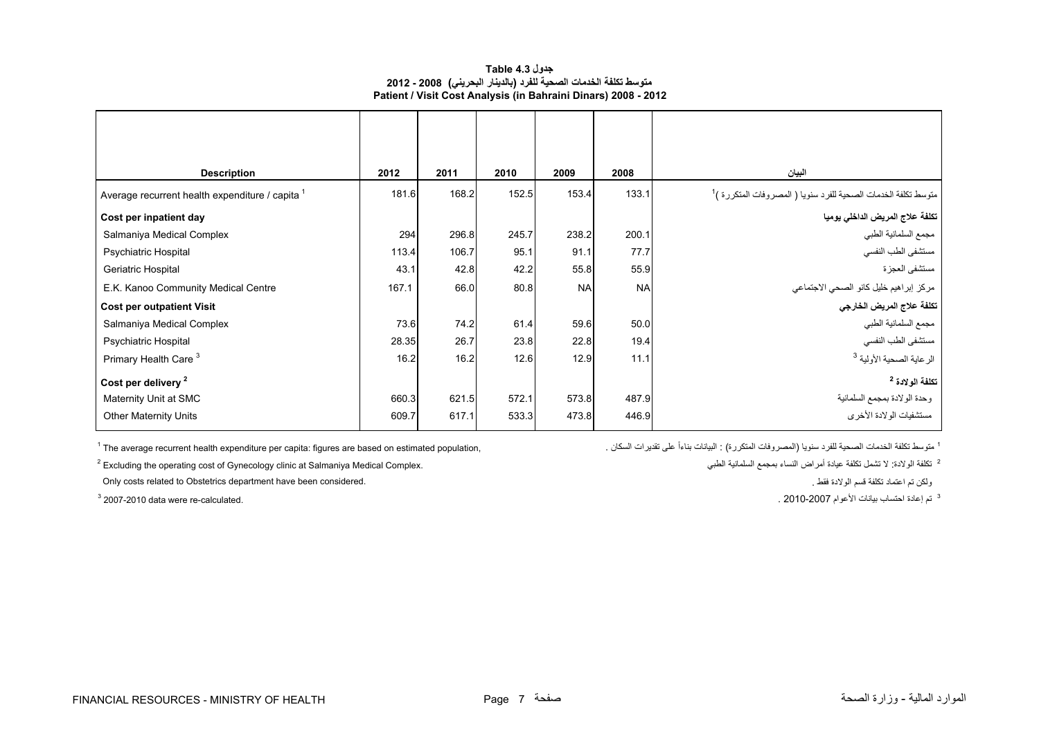**جدول Table 4.3**

**متوسط تكلفة الخدمات الصحية للفرد (بالدينار البحريني) 2008 - 2012**

**Patient / Visit Cost Analysis (in Bahraini Dinars) 2008 - 2012**

| Description | 2012 | 2011 | 2010 | 2009 | 2008 | البيان |
|---|---|---|---|---|---|---|
| Average recurrent health expenditure / capita [1] | 181.6 | 168.2 | 152.5 | 153.4 | 133.1 | متوسط تكلفة الخدمات الصحية للفرد سنويا ( المصروفات المتكررة )[1] |
| **Cost per inpatient day** | | | | | | **تكلفة علاج المريض الداخلي يوميا** |
| Salmaniya Medical Complex | 294 | 296.8 | 245.7 | 238.2 | 200.1 | مجمع السلمانية الطبي |
| Psychiatric Hospital | 113.4 | 106.7 | 95.1 | 91.1 | 77.7 | مستشفى الطب النفسي |
| Geriatric Hospital | 43.1 | 42.8 | 42.2 | 55.8 | 55.9 | مستشفى العجزة |
| E.K. Kanoo Community Medical Centre | 167.1 | 66.0 | 80.8 | NA | NA | مركز إبراهيم خليل كانو الصحي الاجتماعي |
| **Cost per outpatient Visit** | | | | | | **تكلفة علاج المريض الخارجي** |
| Salmaniya Medical Complex | 73.6 | 74.2 | 61.4 | 59.6 | 50.0 | مجمع السلمانية الطبي |
| Psychiatric Hospital | 28.35 | 26.7 | 23.8 | 22.8 | 19.4 | مستشفى الطب النفسي |
| Primary Health Care [3] | 16.2 | 16.2 | 12.6 | 12.9 | 11.1 | الرعاية الصحية الأولية [3] |
| **Cost per delivery [2]** | | | | | | **تكلفة الولادة [2]** |
| Maternity Unit at SMC | 660.3 | 621.5 | 572.1 | 573.8 | 487.9 | وحدة الولادة بمجمع السلمانية |
| Other Maternity Units | 609.7 | 617.1 | 533.3 | 473.8 | 446.9 | مستشفيات الولادة الأخرى |

[1] The average recurrent health expenditure per capita: figures are based on estimated population,

[2] Excluding the operating cost of Gynecology clinic at Salmaniya Medical Complex.

Only costs related to Obstetrics department have been considered.

[3] 2007-2010 data were re-calculated.

[1] متوسط تكلفة الخدمات الصحية للفرد سنويا (المصروفات المتكررة) : البيانات بناءاً على تقديرات السكان .

[2] تكلفة الولادة: لا تشمل تكلفة عيادة أمراض النساء بمجمع السلمانية الطبي

ولكن تم اعتماد تكلفة قسم الولادة فقط .

[3] تم إعادة احتساب بيانات الأعوام 2007-2010 .